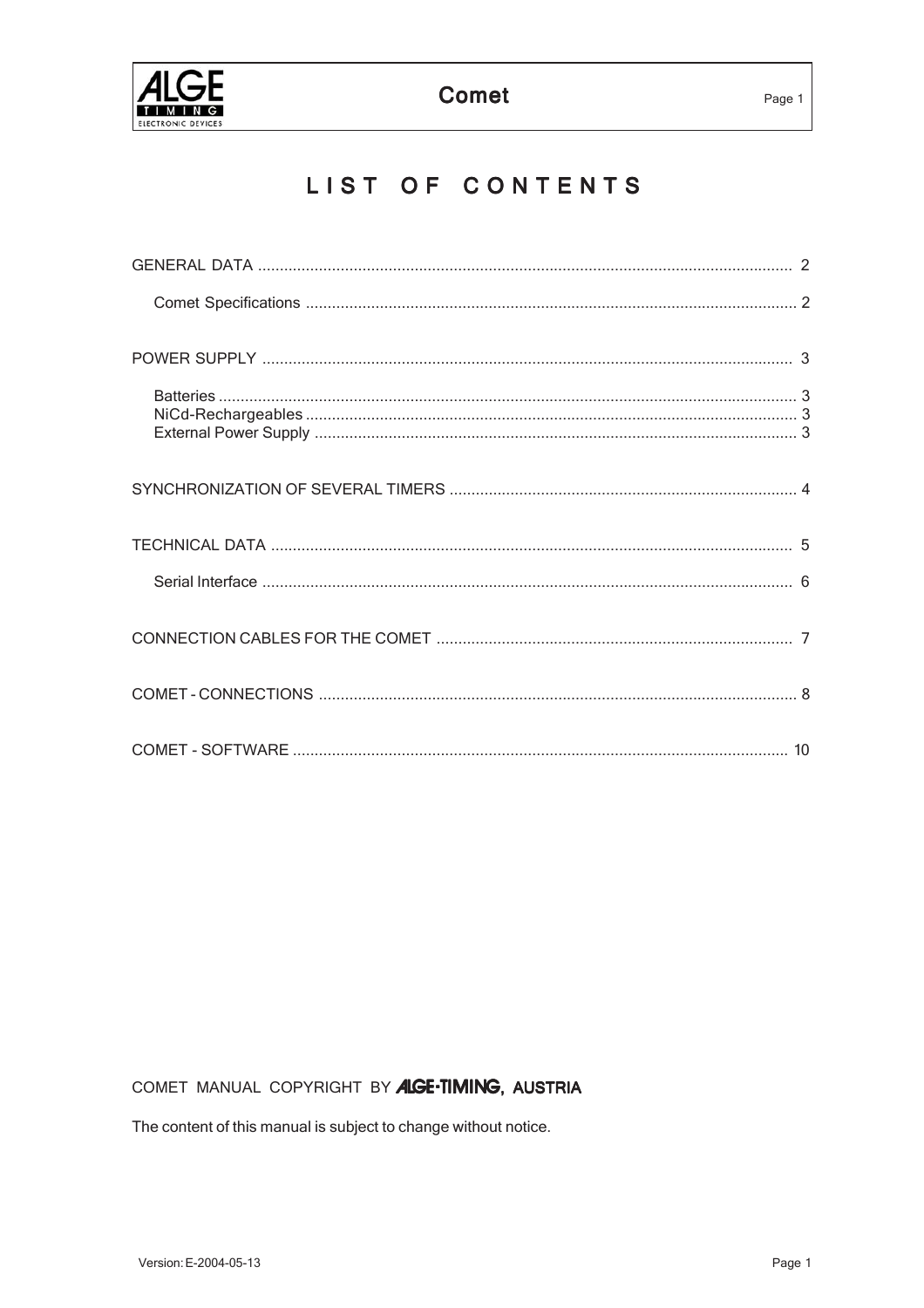# LIST OF CONTENTS

GENERAL DATA .......... 2

- Comet Specifications .......... 2

POWER SUPPLY .......... 3

- Batteries .......... 3
- NiCd-Rechargeables .......... 3
- External Power Supply .......... 3

SYNCHRONIZATION OF SEVERAL TIMERS .......... 4

TECHNICAL DATA .......... 5

- Serial Interface .......... 6

CONNECTION CABLES FOR THE COMET .......... 7

COMET - CONNECTIONS .......... 8

COMET - SOFTWARE .......... 10

COMET MANUAL COPYRIGHT BY **ALGE-TIMING, AUSTRIA**

The content of this manual is subject to change without notice.

Version: E-2004-05-13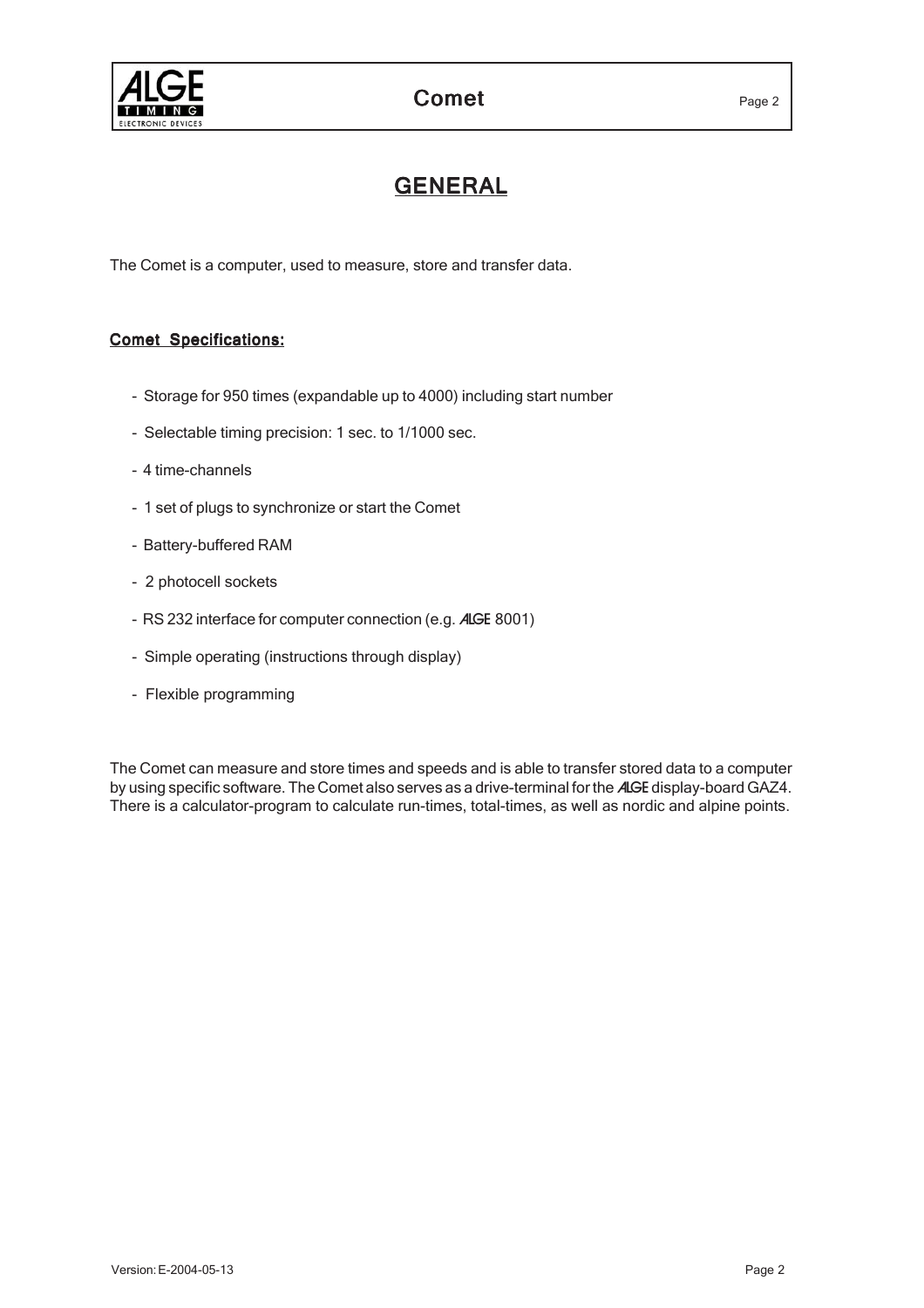# GENERAL

The Comet is a computer, used to measure, store and transfer data.

## Comet Specifications:

- Storage for 950 times (expandable up to 4000) including start number
- Selectable timing precision: 1 sec. to 1/1000 sec.
- 4 time-channels
- 1 set of plugs to synchronize or start the Comet
- Battery-buffered RAM
- 2 photocell sockets
- RS 232 interface for computer connection (e.g. ALGE 8001)
- Simple operating (instructions through display)
- Flexible programming

The Comet can measure and store times and speeds and is able to transfer stored data to a computer by using specific software. The Comet also serves as a drive-terminal for the ALGE display-board GAZ4. There is a calculator-program to calculate run-times, total-times, as well as nordic and alpine points.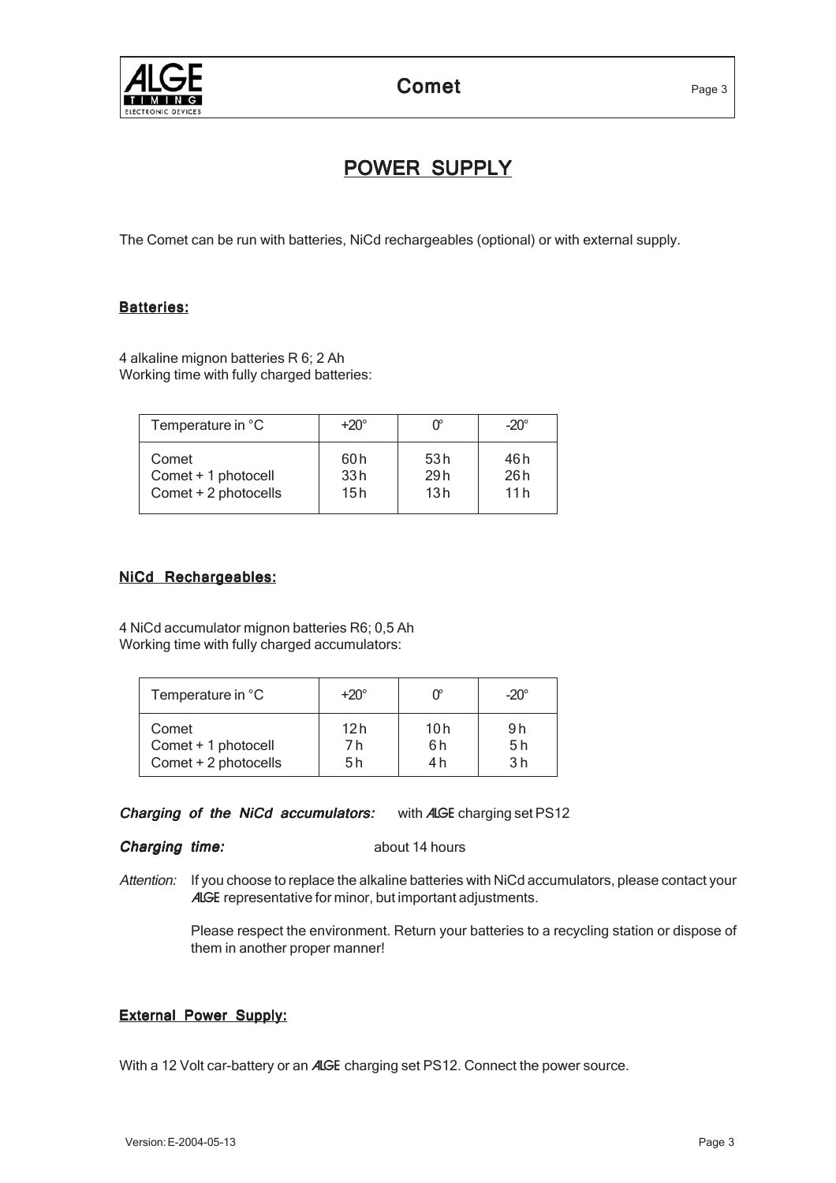# POWER SUPPLY

The Comet can be run with batteries, NiCd rechargeables (optional) or with external supply.

## Batteries:

4 alkaline mignon batteries R 6; 2 Ah
Working time with fully charged batteries:

| Temperature in °C | +20° | 0° | -20° |
|---|---|---|---|
| Comet | 60 h | 53 h | 46 h |
| Comet + 1 photocell | 33 h | 29 h | 26 h |
| Comet + 2 photocells | 15 h | 13 h | 11 h |

## NiCd Rechargeables:

4 NiCd accumulator mignon batteries R6; 0,5 Ah
Working time with fully charged accumulators:

| Temperature in °C | +20° | 0° | -20° |
|---|---|---|---|
| Comet | 12 h | 10 h | 9 h |
| Comet + 1 photocell | 7 h | 6 h | 5 h |
| Comet + 2 photocells | 5 h | 4 h | 3 h |

***Charging of the NiCd accumulators:*** with ALGE charging set PS12

***Charging time:*** about 14 hours

*Attention:* If you choose to replace the alkaline batteries with NiCd accumulators, please contact your ALGE representative for minor, but important adjustments.

Please respect the environment. Return your batteries to a recycling station or dispose of them in another proper manner!

## External Power Supply:

With a 12 Volt car-battery or an ALGE charging set PS12. Connect the power source.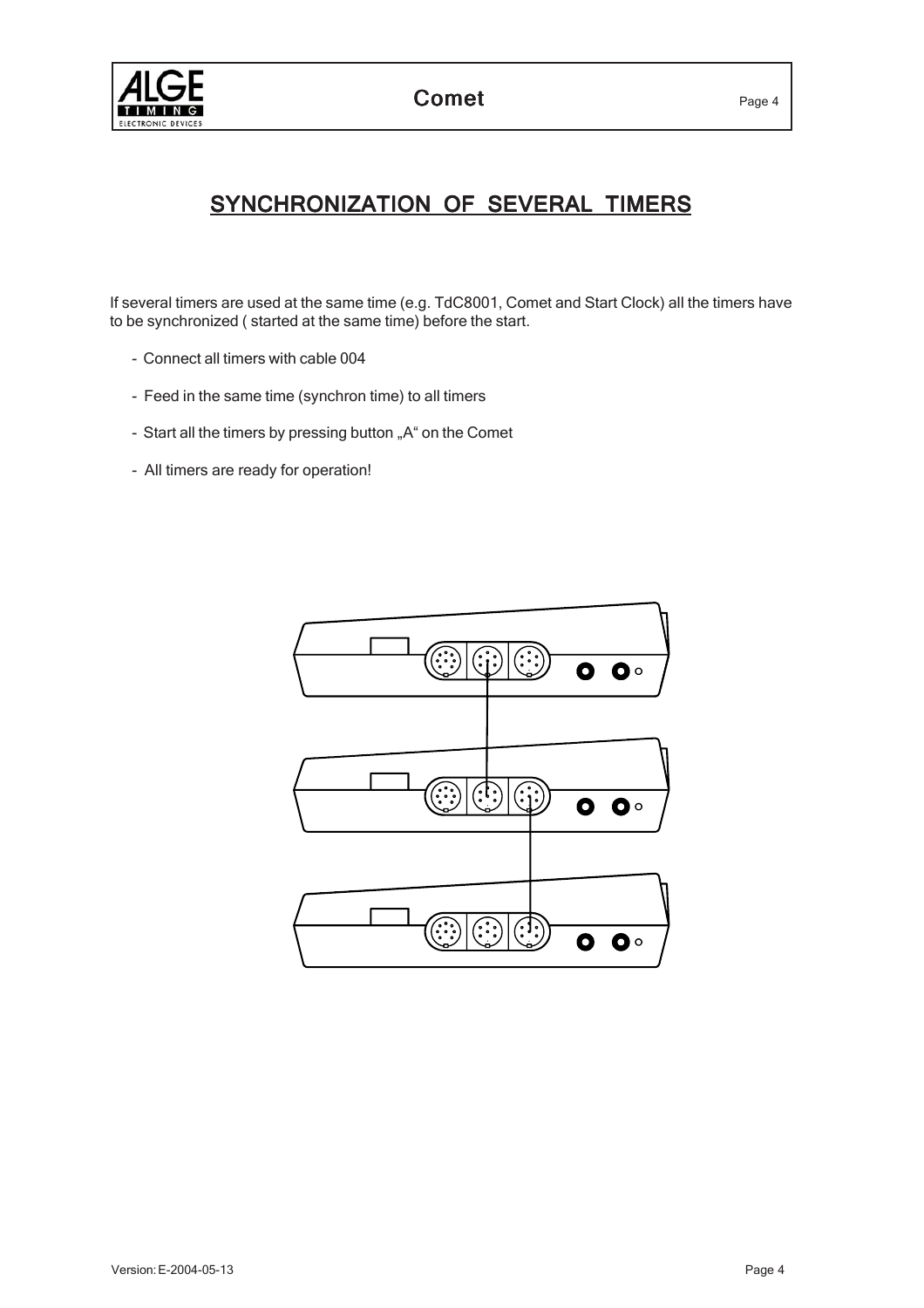# SYNCHRONIZATION OF SEVERAL TIMERS

If several timers are used at the same time (e.g. TdC8001, Comet and Start Clock) all the timers have to be synchronized ( started at the same time) before the start.

- Connect all timers with cable 004
- Feed in the same time (synchron time) to all timers
- Start all the timers by pressing button „A" on the Comet
- All timers are ready for operation!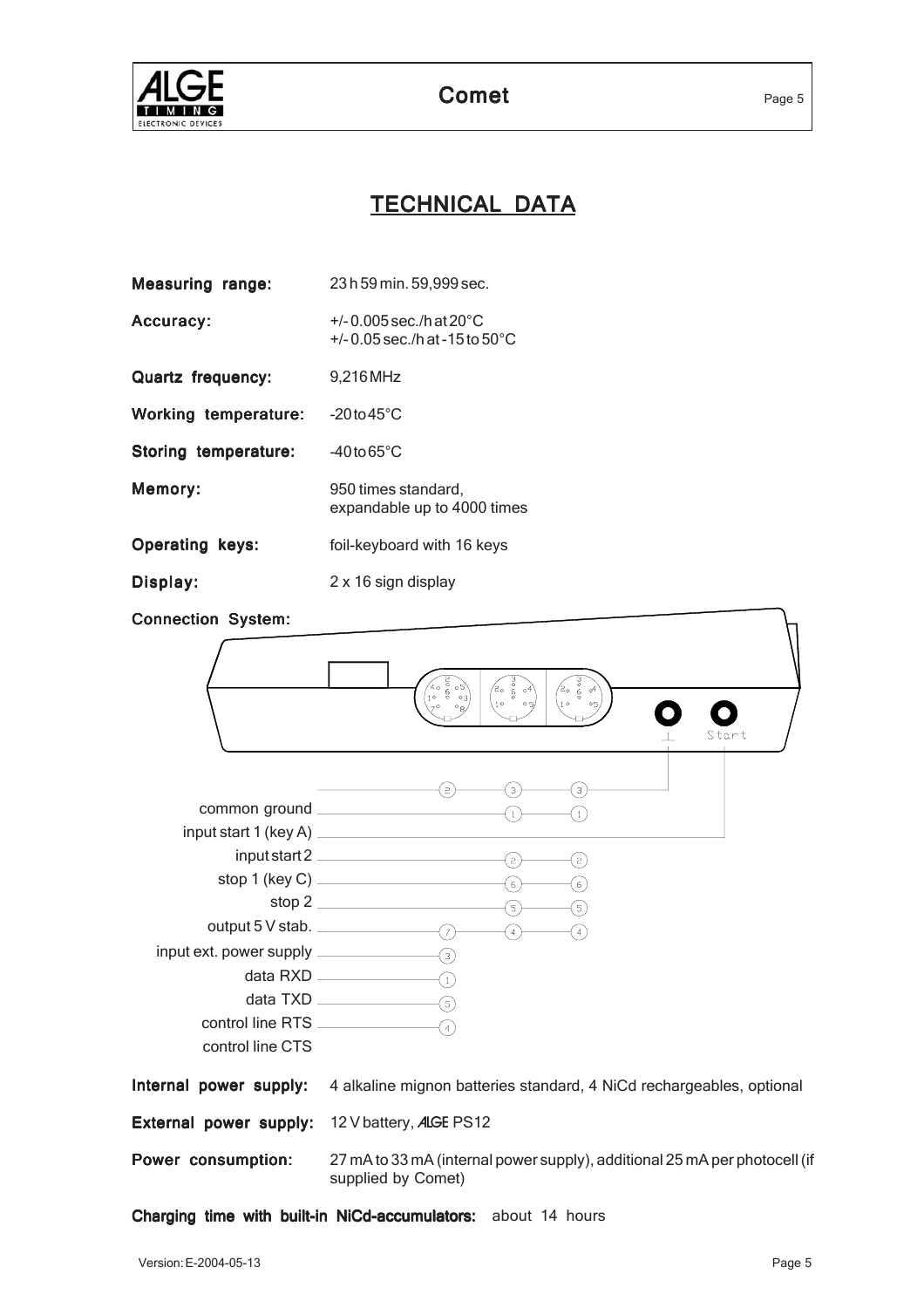# TECHNICAL DATA

**Measuring range:** 23 h 59 min. 59,999 sec.

**Accuracy:** +/- 0.005 sec./h at 20°C
+/- 0.05 sec./h at -15 to 50°C

**Quartz frequency:** 9,216 MHz

**Working temperature:** -20 to 45°C

**Storing temperature:** -40 to 65°C

**Memory:** 950 times standard, expandable up to 4000 times

**Operating keys:** foil-keyboard with 16 keys

**Display:** 2 x 16 sign display

**Connection System:**

| Function | Socket 1 (8-pin) | Socket 2 | Socket 3 | Banana ⊥ | Banana Start |
|---|---|---|---|---|---|
| common ground | 2 | 3 | 3 | ⊥ | |
| input start 1 (key A) | | 1 | 1 | | Start |
| input start 2 | | 2 | 2 | | |
| stop 1 (key C) | | 6 | 6 | | |
| stop 2 | | 5 | 5 | | |
| output 5 V stab. | 7 | 4 | 4 | | |
| input ext. power supply | 3 | | | | |
| data RXD | 1 | | | | |
| data TXD | 5 | | | | |
| control line RTS | 4 | | | | |
| control line CTS | | | | | |

**Internal power supply:** 4 alkaline mignon batteries standard, 4 NiCd rechargeables, optional

**External power supply:** 12 V battery, ALGE PS12

**Power consumption:** 27 mA to 33 mA (internal power supply), additional 25 mA per photocell (if supplied by Comet)

**Charging time with built-in NiCd-accumulators:** about 14 hours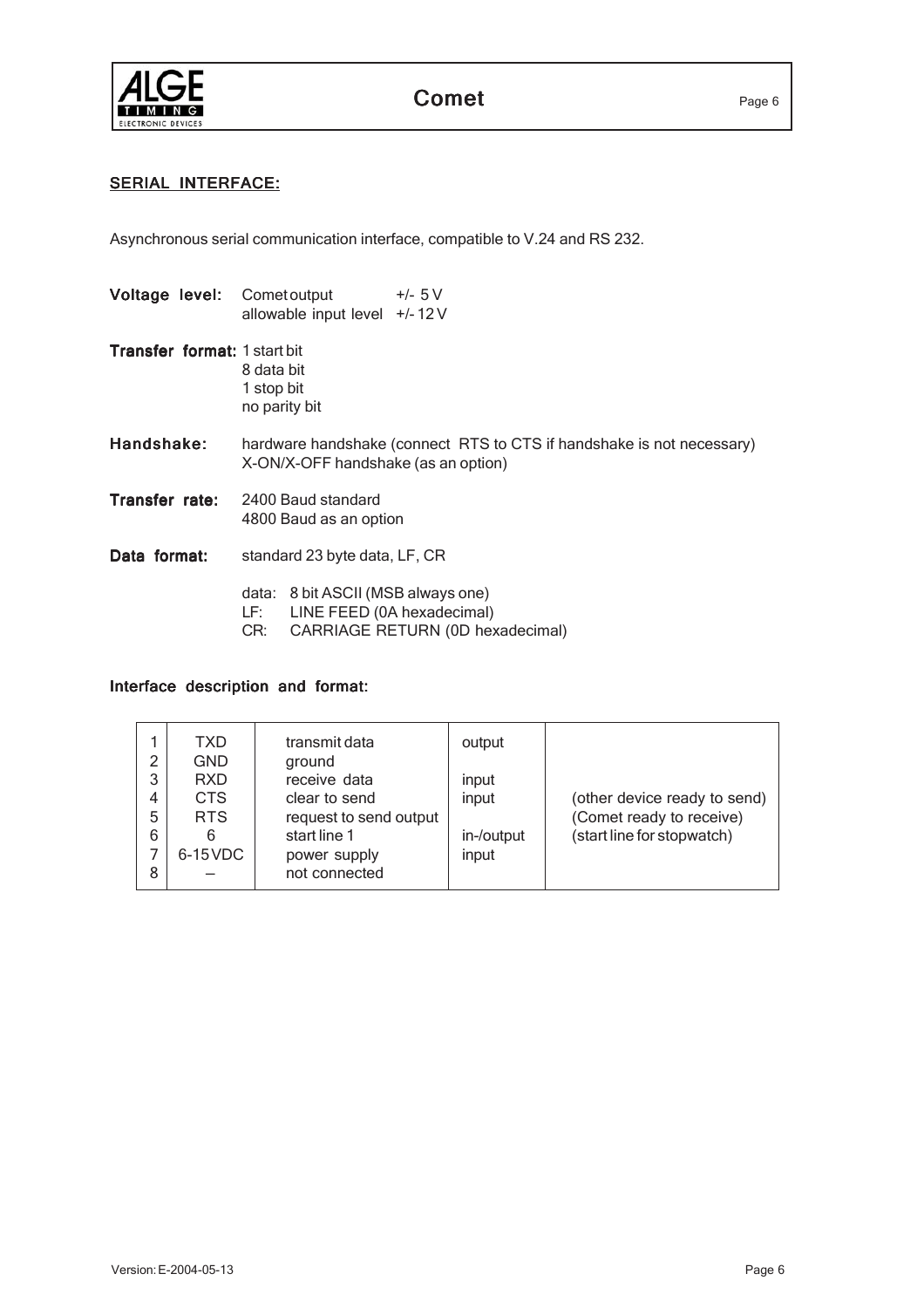## SERIAL INTERFACE:

Asynchronous serial communication interface, compatible to V.24 and RS 232.

**Voltage level:** Comet output +/- 5 V
allowable input level +/- 12 V

**Transfer format:** 1 start bit
8 data bit
1 stop bit
no parity bit

**Handshake:** hardware handshake (connect RTS to CTS if handshake is not necessary)
X-ON/X-OFF handshake (as an option)

**Transfer rate:** 2400 Baud standard
4800 Baud as an option

**Data format:** standard 23 byte data, LF, CR

data: 8 bit ASCII (MSB always one)
LF: LINE FEED (0A hexadecimal)
CR: CARRIAGE RETURN (0D hexadecimal)

### Interface description and format:

| | | | | |
|---|---|---|---|---|
| 1 | TXD | transmit data | output | |
| 2 | GND | ground | | |
| 3 | RXD | receive data | input | |
| 4 | CTS | clear to send | input | (other device ready to send) |
| 5 | RTS | request to send output | | (Comet ready to receive) |
| 6 | 6 | start line 1 | in-/output | (start line for stopwatch) |
| 7 | 6-15 VDC | power supply | input | |
| 8 | – | not connected | | |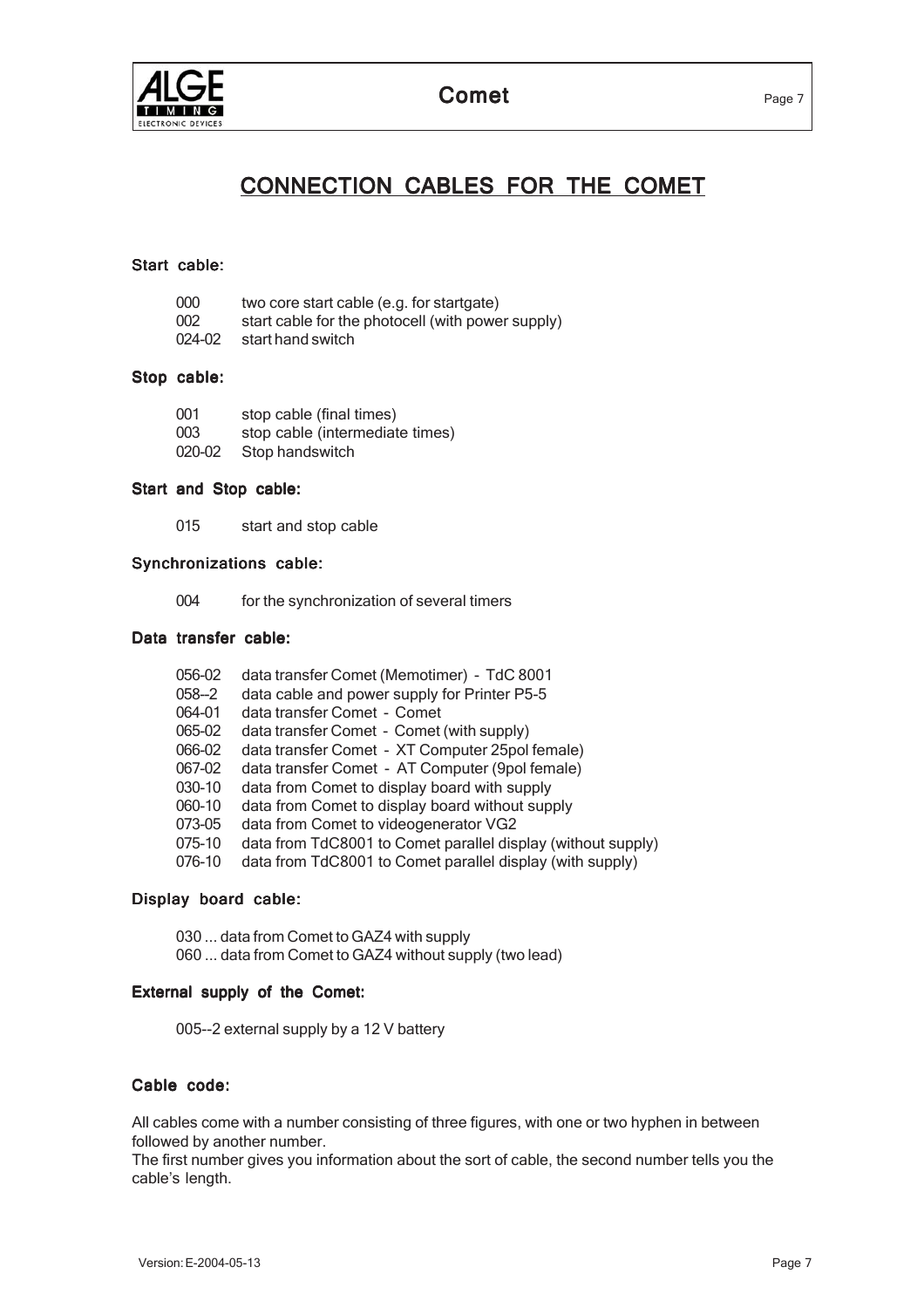# CONNECTION CABLES FOR THE COMET

### Start cable:

000 two core start cable (e.g. for startgate)
002 start cable for the photocell (with power supply)
024-02 start hand switch

### Stop cable:

001 stop cable (final times)
003 stop cable (intermediate times)
020-02 Stop handswitch

### Start and Stop cable:

015 start and stop cable

### Synchronizations cable:

004 for the synchronization of several timers

### Data transfer cable:

056-02 data transfer Comet (Memotimer) - TdC 8001
058--2 data cable and power supply for Printer P5-5
064-01 data transfer Comet - Comet
065-02 data transfer Comet - Comet (with supply)
066-02 data transfer Comet - XT Computer 25pol female)
067-02 data transfer Comet - AT Computer (9pol female)
030-10 data from Comet to display board with supply
060-10 data from Comet to display board without supply
073-05 data from Comet to videogenerator VG2
075-10 data from TdC8001 to Comet parallel display (without supply)
076-10 data from TdC8001 to Comet parallel display (with supply)

### Display board cable:

030 ... data from Comet to GAZ4 with supply
060 ... data from Comet to GAZ4 without supply (two lead)

### External supply of the Comet:

005--2 external supply by a 12 V battery

### Cable code:

All cables come with a number consisting of three figures, with one or two hyphen in between followed by another number.
The first number gives you information about the sort of cable, the second number tells you the cable's length.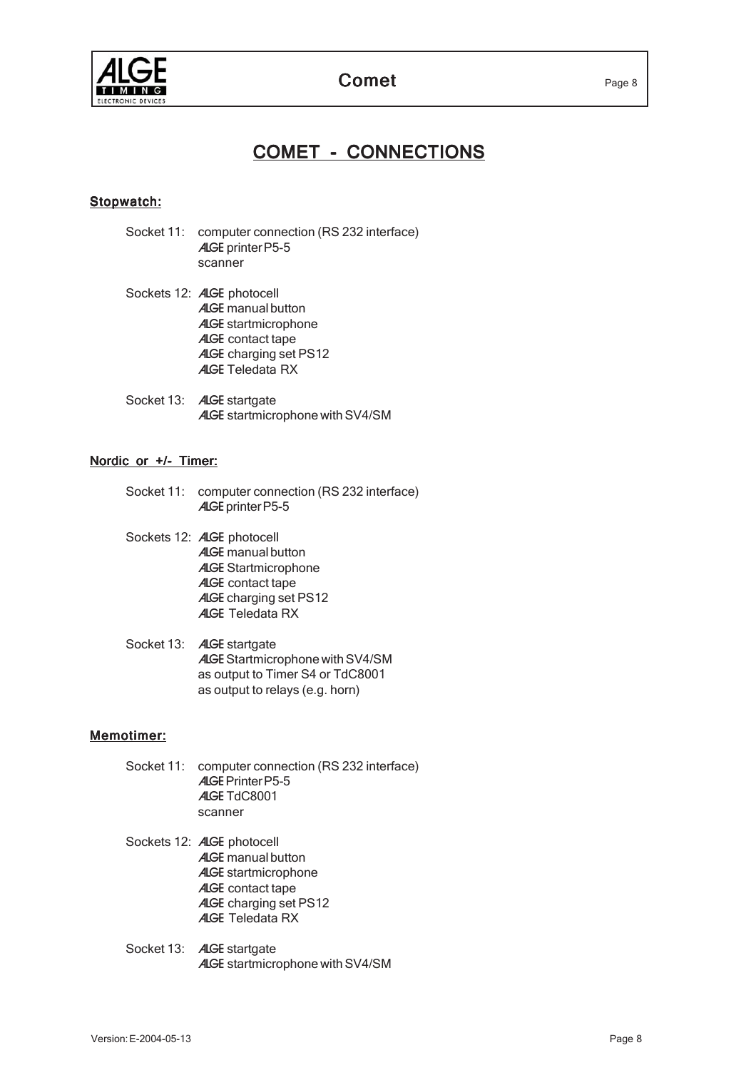# COMET - CONNECTIONS

## Stopwatch:

Socket 11: computer connection (RS 232 interface)
ALGE printer P5-5
scanner

Sockets 12: ALGE photocell
ALGE manual button
ALGE startmicrophone
ALGE contact tape
ALGE charging set PS12
ALGE Teledata RX

Socket 13: ALGE startgate
ALGE startmicrophone with SV4/SM

## Nordic or +/- Timer:

Socket 11: computer connection (RS 232 interface)
ALGE printer P5-5

Sockets 12: ALGE photocell
ALGE manual button
ALGE Startmicrophone
ALGE contact tape
ALGE charging set PS12
ALGE Teledata RX

Socket 13: ALGE startgate
ALGE Startmicrophone with SV4/SM
as output to Timer S4 or TdC8001
as output to relays (e.g. horn)

## Memotimer:

Socket 11: computer connection (RS 232 interface)
ALGE Printer P5-5
ALGE TdC8001
scanner

Sockets 12: ALGE photocell
ALGE manual button
ALGE startmicrophone
ALGE contact tape
ALGE charging set PS12
ALGE Teledata RX

Socket 13: ALGE startgate
ALGE startmicrophone with SV4/SM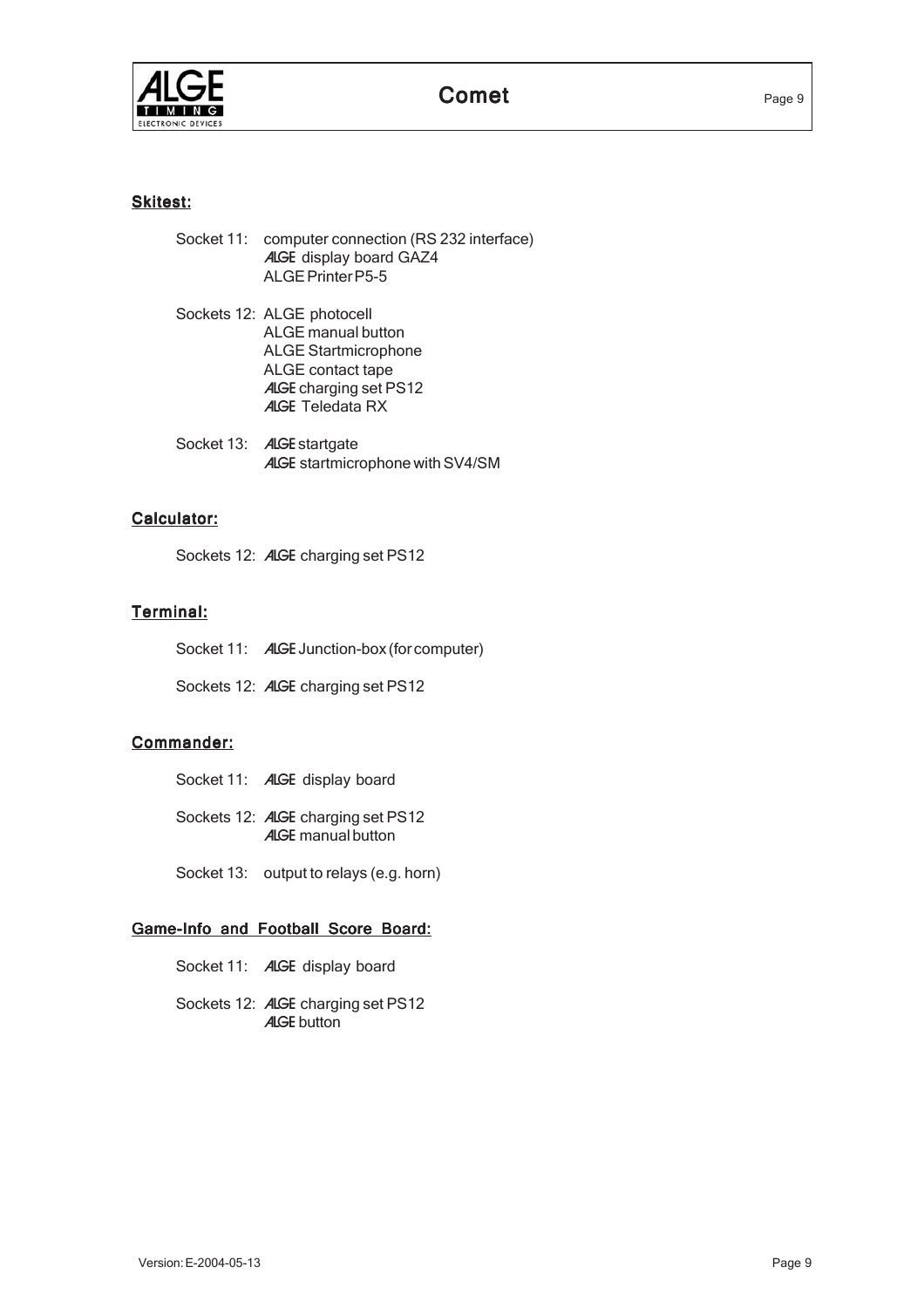## Skitest:

Socket 11: computer connection (RS 232 interface)
ALGE display board GAZ4
ALGE Printer P5-5

Sockets 12: ALGE photocell
ALGE manual button
ALGE Startmicrophone
ALGE contact tape
ALGE charging set PS12
ALGE Teledata RX

Socket 13: ALGE startgate
ALGE startmicrophone with SV4/SM

## Calculator:

Sockets 12: ALGE charging set PS12

## Terminal:

Socket 11: ALGE Junction-box (for computer)

Sockets 12: ALGE charging set PS12

## Commander:

Socket 11: ALGE display board

Sockets 12: ALGE charging set PS12
ALGE manual button

Socket 13: output to relays (e.g. horn)

## Game-Info and Football Score Board:

Socket 11: ALGE display board

Sockets 12: ALGE charging set PS12
ALGE button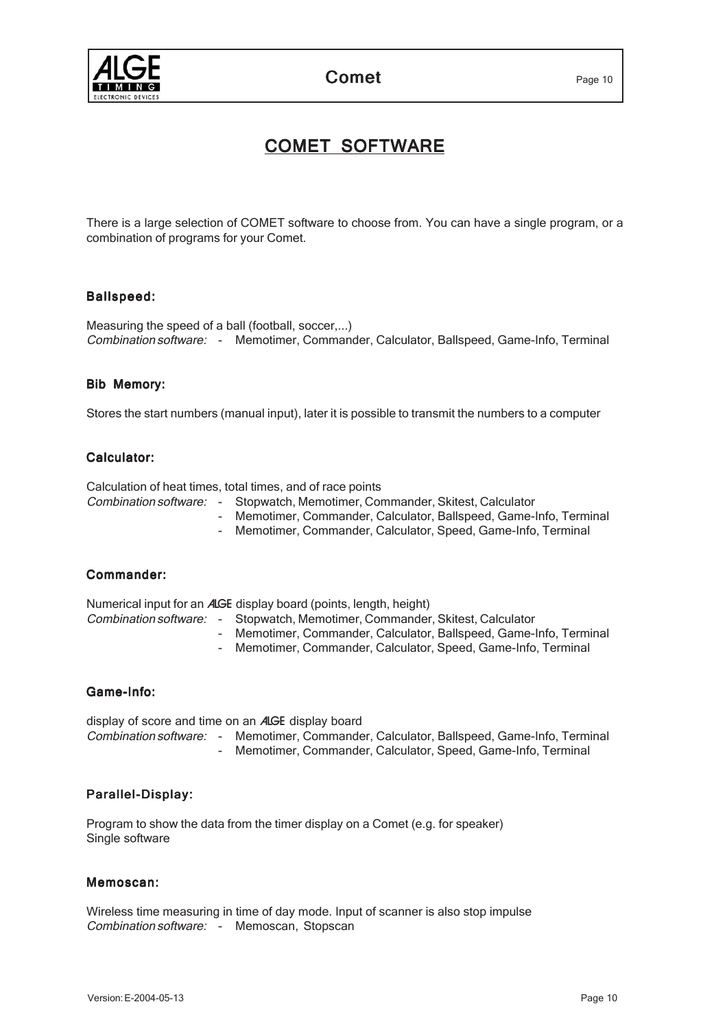# COMET SOFTWARE

There is a large selection of COMET software to choose from. You can have a single program, or a combination of programs for your Comet.

### Ballspeed:

Measuring the speed of a ball (football, soccer,...)
*Combination software:* - Memotimer, Commander, Calculator, Ballspeed, Game-Info, Terminal

### Bib Memory:

Stores the start numbers (manual input), later it is possible to transmit the numbers to a computer

### Calculator:

Calculation of heat times, total times, and of race points
*Combination software:*
- Stopwatch, Memotimer, Commander, Skitest, Calculator
- Memotimer, Commander, Calculator, Ballspeed, Game-Info, Terminal
- Memotimer, Commander, Calculator, Speed, Game-Info, Terminal

### Commander:

Numerical input for an ALGE display board (points, length, height)
*Combination software:*
- Stopwatch, Memotimer, Commander, Skitest, Calculator
- Memotimer, Commander, Calculator, Ballspeed, Game-Info, Terminal
- Memotimer, Commander, Calculator, Speed, Game-Info, Terminal

### Game-Info:

display of score and time on an ALGE display board
*Combination software:*
- Memotimer, Commander, Calculator, Ballspeed, Game-Info, Terminal
- Memotimer, Commander, Calculator, Speed, Game-Info, Terminal

### Parallel-Display:

Program to show the data from the timer display on a Comet (e.g. for speaker)
Single software

### Memoscan:

Wireless time measuring in time of day mode. Input of scanner is also stop impulse
*Combination software:* - Memoscan, Stopscan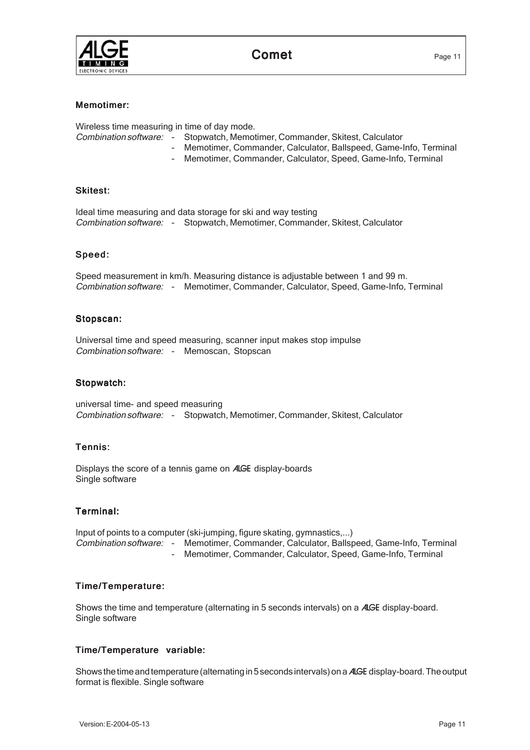### Memotimer:

Wireless time measuring in time of day mode.

*Combination software:*
- Stopwatch, Memotimer, Commander, Skitest, Calculator
- Memotimer, Commander, Calculator, Ballspeed, Game-Info, Terminal
- Memotimer, Commander, Calculator, Speed, Game-Info, Terminal

### Skitest:

Ideal time measuring and data storage for ski and way testing

*Combination software:*
- Stopwatch, Memotimer, Commander, Skitest, Calculator

### Speed:

Speed measurement in km/h. Measuring distance is adjustable between 1 and 99 m.

*Combination software:*
- Memotimer, Commander, Calculator, Speed, Game-Info, Terminal

### Stopscan:

Universal time and speed measuring, scanner input makes stop impulse

*Combination software:*
- Memoscan, Stopscan

### Stopwatch:

universal time- and speed measuring

*Combination software:*
- Stopwatch, Memotimer, Commander, Skitest, Calculator

### Tennis:

Displays the score of a tennis game on ALGE display-boards
Single software

### Terminal:

Input of points to a computer (ski-jumping, figure skating, gymnastics,...)

*Combination software:*
- Memotimer, Commander, Calculator, Ballspeed, Game-Info, Terminal
- Memotimer, Commander, Calculator, Speed, Game-Info, Terminal

### Time/Temperature:

Shows the time and temperature (alternating in 5 seconds intervals) on a ALGE display-board.
Single software

### Time/Temperature variable:

Shows the time and temperature (alternating in 5 seconds intervals) on a ALGE display-board. The output format is flexible. Single software